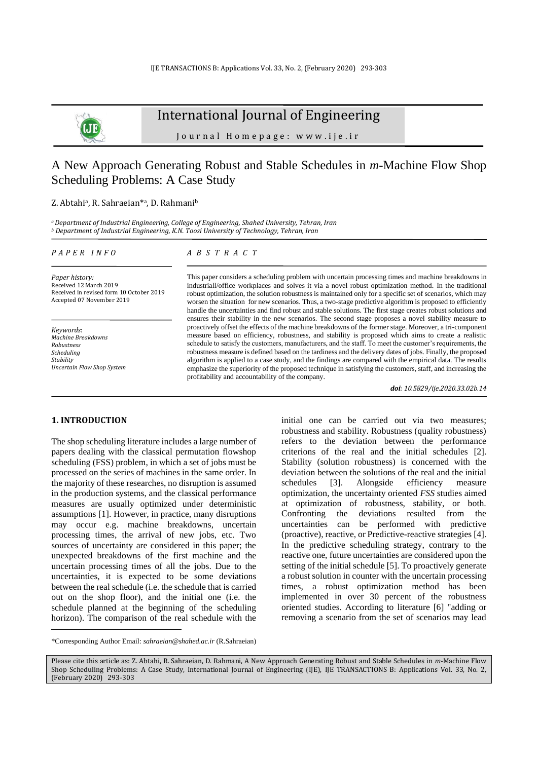# International Journal of Engineering

Journal Homepage: www.ije.ir

# A New Approach Generating Robust and Stable Schedules in *m*-Machine Flow Shop Scheduling Problems: A Case Study

Z. Abtahi[a], R. Sahraeian*[a], D. Rahmani[b]

[a] *Department of Industrial Engineering, College of Engineering, Shahed University, Tehran, Iran*
[b] *Department of Industrial Engineering, K.N. Toosi University of Technology, Tehran, Iran*

*PAPER INFO*

*Paper history:*
Received 12 March 2019
Received in revised form 10 October 2019
Accepted 07 November 2019

*Keywords*:
*Machine Breakdowns*
*Robustness*
*Scheduling*
*Stability*
*Uncertain Flow Shop System*

*ABSTRACT*

This paper considers a scheduling problem with uncertain processing times and machine breakdowns in industriall/office workplaces and solves it via a novel robust optimization method. In the traditional robust optimization, the solution robustness is maintained only for a specific set of scenarios, which may worsen the situation for new scenarios. Thus, a two-stage predictive algorithm is proposed to efficiently handle the uncertainties and find robust and stable solutions. The first stage creates robust solutions and ensures their stability in the new scenarios. The second stage proposes a novel stability measure to proactively offset the effects of the machine breakdowns of the former stage. Moreover, a tri-component measure based on efficiency, robustness, and stability is proposed which aims to create a realistic schedule to satisfy the customers, manufacturers, and the staff. To meet the customer's requirements, the robustness measure is defined based on the tardiness and the delivery dates of jobs. Finally, the proposed algorithm is applied to a case study, and the findings are compared with the empirical data. The results emphasize the superiority of the proposed technique in satisfying the customers, staff, and increasing the profitability and accountability of the company.

***doi**: 10.5829/ije.2020.33.02b.14*

## 1. INTRODUCTION

The shop scheduling literature includes a large number of papers dealing with the classical permutation flowshop scheduling (FSS) problem, in which a set of jobs must be processed on the series of machines in the same order. In the majority of these researches, no disruption is assumed in the production systems, and the classical performance measures are usually optimized under deterministic assumptions [1]. However, in practice, many disruptions may occur e.g. machine breakdowns, uncertain processing times, the arrival of new jobs, etc. Two sources of uncertainty are considered in this paper; the unexpected breakdowns of the first machine and the uncertain processing times of all the jobs. Due to the uncertainties, it is expected to be some deviations between the real schedule (i.e. the schedule that is carried out on the shop floor), and the initial one (i.e. the schedule planned at the beginning of the scheduling horizon). The comparison of the real schedule with the initial one can be carried out via two measures; robustness and stability. Robustness (quality robustness) refers to the deviation between the performance criterions of the real and the initial schedules [2]. Stability (solution robustness) is concerned with the deviation between the solutions of the real and the initial schedules [3]. Alongside efficiency measure optimization, the uncertainty oriented *FSS* studies aimed at optimization of robustness, stability, or both. Confronting the deviations resulted from the uncertainties can be performed with predictive (proactive), reactive, or Predictive-reactive strategies [4]. In the predictive scheduling strategy, contrary to the reactive one, future uncertainties are considered upon the setting of the initial schedule [5]. To proactively generate a robust solution in counter with the uncertain processing times, a robust optimization method has been implemented in over 30 percent of the robustness oriented studies. According to literature [6] "adding or removing a scenario from the set of scenarios may lead

*Corresponding Author Email: *sahraeian@shahed.ac.ir* (R.Sahraeian)

Please cite this article as: Z. Abtahi, R. Sahraeian, D. Rahmani, A New Approach Generating Robust and Stable Schedules in *m*-Machine Flow Shop Scheduling Problems: A Case Study, International Journal of Engineering (IJE), IJE TRANSACTIONS B: Applications Vol. 33, No. 2, (February 2020) 293-303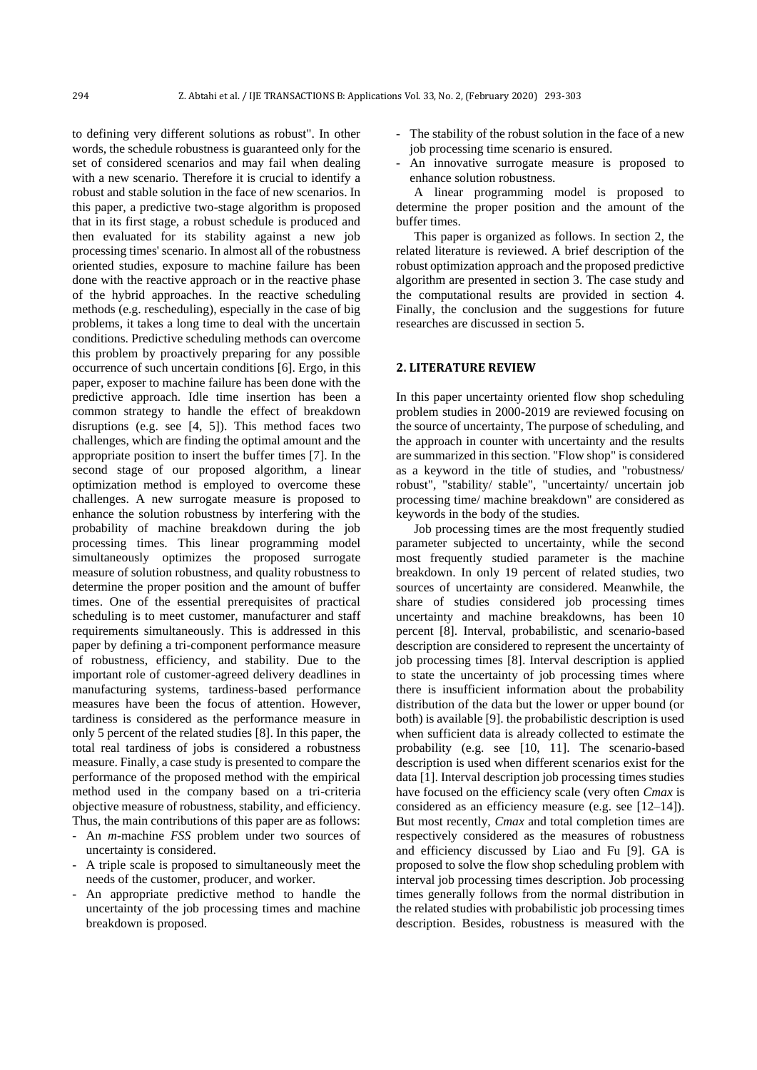to defining very different solutions as robust". In other words, the schedule robustness is guaranteed only for the set of considered scenarios and may fail when dealing with a new scenario. Therefore it is crucial to identify a robust and stable solution in the face of new scenarios. In this paper, a predictive two-stage algorithm is proposed that in its first stage, a robust schedule is produced and then evaluated for its stability against a new job processing times' scenario. In almost all of the robustness oriented studies, exposure to machine failure has been done with the reactive approach or in the reactive phase of the hybrid approaches. In the reactive scheduling methods (e.g. rescheduling), especially in the case of big problems, it takes a long time to deal with the uncertain conditions. Predictive scheduling methods can overcome this problem by proactively preparing for any possible occurrence of such uncertain conditions [6]. Ergo, in this paper, exposer to machine failure has been done with the predictive approach. Idle time insertion has been a common strategy to handle the effect of breakdown disruptions (e.g. see [4, 5]). This method faces two challenges, which are finding the optimal amount and the appropriate position to insert the buffer times [7]. In the second stage of our proposed algorithm, a linear optimization method is employed to overcome these challenges. A new surrogate measure is proposed to enhance the solution robustness by interfering with the probability of machine breakdown during the job processing times. This linear programming model simultaneously optimizes the proposed surrogate measure of solution robustness, and quality robustness to determine the proper position and the amount of buffer times. One of the essential prerequisites of practical scheduling is to meet customer, manufacturer and staff requirements simultaneously. This is addressed in this paper by defining a tri-component performance measure of robustness, efficiency, and stability. Due to the important role of customer-agreed delivery deadlines in manufacturing systems, tardiness-based performance measures have been the focus of attention. However, tardiness is considered as the performance measure in only 5 percent of the related studies [8]. In this paper, the total real tardiness of jobs is considered a robustness measure. Finally, a case study is presented to compare the performance of the proposed method with the empirical method used in the company based on a tri-criteria objective measure of robustness, stability, and efficiency. Thus, the main contributions of this paper are as follows:

- An *m*-machine *FSS* problem under two sources of uncertainty is considered.
- A triple scale is proposed to simultaneously meet the needs of the customer, producer, and worker.
- An appropriate predictive method to handle the uncertainty of the job processing times and machine breakdown is proposed.
- The stability of the robust solution in the face of a new job processing time scenario is ensured.
- An innovative surrogate measure is proposed to enhance solution robustness.

A linear programming model is proposed to determine the proper position and the amount of the buffer times.

This paper is organized as follows. In section 2, the related literature is reviewed. A brief description of the robust optimization approach and the proposed predictive algorithm are presented in section 3. The case study and the computational results are provided in section 4. Finally, the conclusion and the suggestions for future researches are discussed in section 5.

## 2. LITERATURE REVIEW

In this paper uncertainty oriented flow shop scheduling problem studies in 2000-2019 are reviewed focusing on the source of uncertainty, The purpose of scheduling, and the approach in counter with uncertainty and the results are summarized in this section. "Flow shop" is considered as a keyword in the title of studies, and "robustness/ robust", "stability/ stable", "uncertainty/ uncertain job processing time/ machine breakdown" are considered as keywords in the body of the studies.

Job processing times are the most frequently studied parameter subjected to uncertainty, while the second most frequently studied parameter is the machine breakdown. In only 19 percent of related studies, two sources of uncertainty are considered. Meanwhile, the share of studies considered job processing times uncertainty and machine breakdowns, has been 10 percent [8]. Interval, probabilistic, and scenario-based description are considered to represent the uncertainty of job processing times [8]. Interval description is applied to state the uncertainty of job processing times where there is insufficient information about the probability distribution of the data but the lower or upper bound (or both) is available [9]. the probabilistic description is used when sufficient data is already collected to estimate the probability (e.g. see [10, 11]. The scenario-based description is used when different scenarios exist for the data [1]. Interval description job processing times studies have focused on the efficiency scale (very often *Cmax* is considered as an efficiency measure (e.g. see [12–14]). But most recently, *Cmax* and total completion times are respectively considered as the measures of robustness and efficiency discussed by Liao and Fu [9]. GA is proposed to solve the flow shop scheduling problem with interval job processing times description. Job processing times generally follows from the normal distribution in the related studies with probabilistic job processing times description. Besides, robustness is measured with the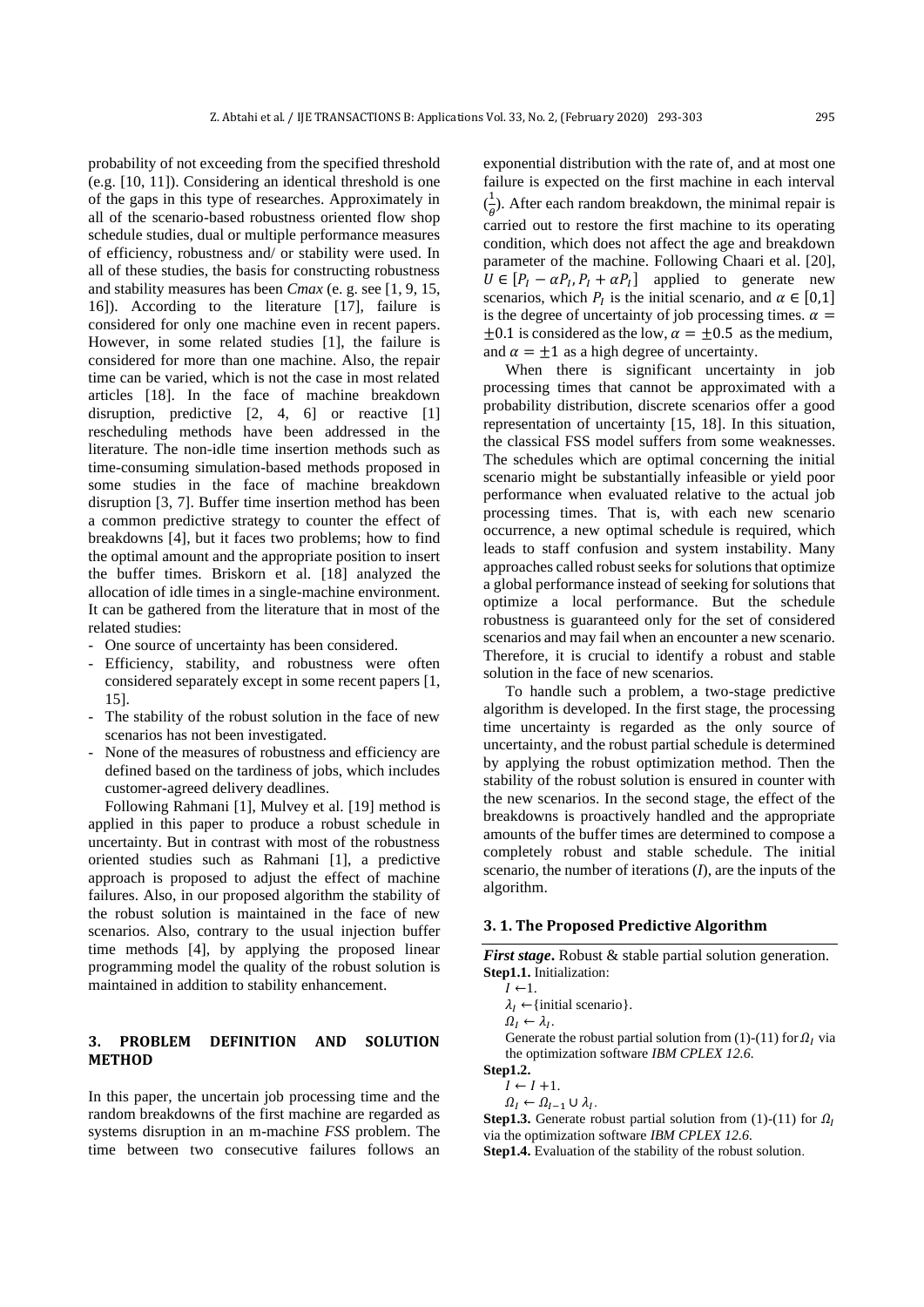probability of not exceeding from the specified threshold (e.g. [10, 11]). Considering an identical threshold is one of the gaps in this type of researches. Approximately in all of the scenario-based robustness oriented flow shop schedule studies, dual or multiple performance measures of efficiency, robustness and/ or stability were used. In all of these studies, the basis for constructing robustness and stability measures has been *Cmax* (e. g. see [1, 9, 15, 16]). According to the literature [17], failure is considered for only one machine even in recent papers. However, in some related studies [1], the failure is considered for more than one machine. Also, the repair time can be varied, which is not the case in most related articles [18]. In the face of machine breakdown disruption, predictive [2, 4, 6] or reactive [1] rescheduling methods have been addressed in the literature. The non-idle time insertion methods such as time-consuming simulation-based methods proposed in some studies in the face of machine breakdown disruption [3, 7]. Buffer time insertion method has been a common predictive strategy to counter the effect of breakdowns [4], but it faces two problems; how to find the optimal amount and the appropriate position to insert the buffer times. Briskorn et al. [18] analyzed the allocation of idle times in a single-machine environment. It can be gathered from the literature that in most of the related studies:

- One source of uncertainty has been considered.
- Efficiency, stability, and robustness were often considered separately except in some recent papers [1, 15].
- The stability of the robust solution in the face of new scenarios has not been investigated.
- None of the measures of robustness and efficiency are defined based on the tardiness of jobs, which includes customer-agreed delivery deadlines.

Following Rahmani [1], Mulvey et al. [19] method is applied in this paper to produce a robust schedule in uncertainty. But in contrast with most of the robustness oriented studies such as Rahmani [1], a predictive approach is proposed to adjust the effect of machine failures. Also, in our proposed algorithm the stability of the robust solution is maintained in the face of new scenarios. Also, contrary to the usual injection buffer time methods [4], by applying the proposed linear programming model the quality of the robust solution is maintained in addition to stability enhancement.

## 3. PROBLEM DEFINITION AND SOLUTION METHOD

In this paper, the uncertain job processing time and the random breakdowns of the first machine are regarded as systems disruption in an m-machine *FSS* problem. The time between two consecutive failures follows an exponential distribution with the rate of, and at most one failure is expected on the first machine in each interval $(\frac{1}{\theta})$. After each random breakdown, the minimal repair is carried out to restore the first machine to its operating condition, which does not affect the age and breakdown parameter of the machine. Following Chaari et al. [20], $U \in [P_I - \alpha P_I, P_I + \alpha P_I]$ applied to generate new scenarios, which $P_I$ is the initial scenario, and $\alpha \in [0,1]$ is the degree of uncertainty of job processing times. $\alpha = \pm 0.1$ is considered as the low, $\alpha = \pm 0.5$ as the medium, and $\alpha = \pm 1$ as a high degree of uncertainty.

When there is significant uncertainty in job processing times that cannot be approximated with a probability distribution, discrete scenarios offer a good representation of uncertainty [15, 18]. In this situation, the classical FSS model suffers from some weaknesses. The schedules which are optimal concerning the initial scenario might be substantially infeasible or yield poor performance when evaluated relative to the actual job processing times. That is, with each new scenario occurrence, a new optimal schedule is required, which leads to staff confusion and system instability. Many approaches called robust seeks for solutions that optimize a global performance instead of seeking for solutions that optimize a local performance. But the schedule robustness is guaranteed only for the set of considered scenarios and may fail when an encounter a new scenario. Therefore, it is crucial to identify a robust and stable solution in the face of new scenarios.

To handle such a problem, a two-stage predictive algorithm is developed. In the first stage, the processing time uncertainty is regarded as the only source of uncertainty, and the robust partial schedule is determined by applying the robust optimization method. Then the stability of the robust solution is ensured in counter with the new scenarios. In the second stage, the effect of the breakdowns is proactively handled and the appropriate amounts of the buffer times are determined to compose a completely robust and stable schedule. The initial scenario, the number of iterations (*I*), are the inputs of the algorithm.

### 3. 1. The Proposed Predictive Algorithm

***First stage***. Robust & stable partial solution generation.

**Step1.1.** Initialization:

$I \leftarrow 1$.

$\lambda_I \leftarrow$ {initial scenario}.

$\Omega_I \leftarrow \lambda_I$.

Generate the robust partial solution from (1)-(11) for $\Omega_I$ via the optimization software *IBM CPLEX 12.6*.

**Step1.2.**

$I \leftarrow I + 1$.

$\Omega_I \leftarrow \Omega_{I-1} \cup \lambda_I$.

**Step1.3.** Generate robust partial solution from (1)-(11) for $\Omega_I$ via the optimization software *IBM CPLEX 12.6*.

**Step1.4.** Evaluation of the stability of the robust solution.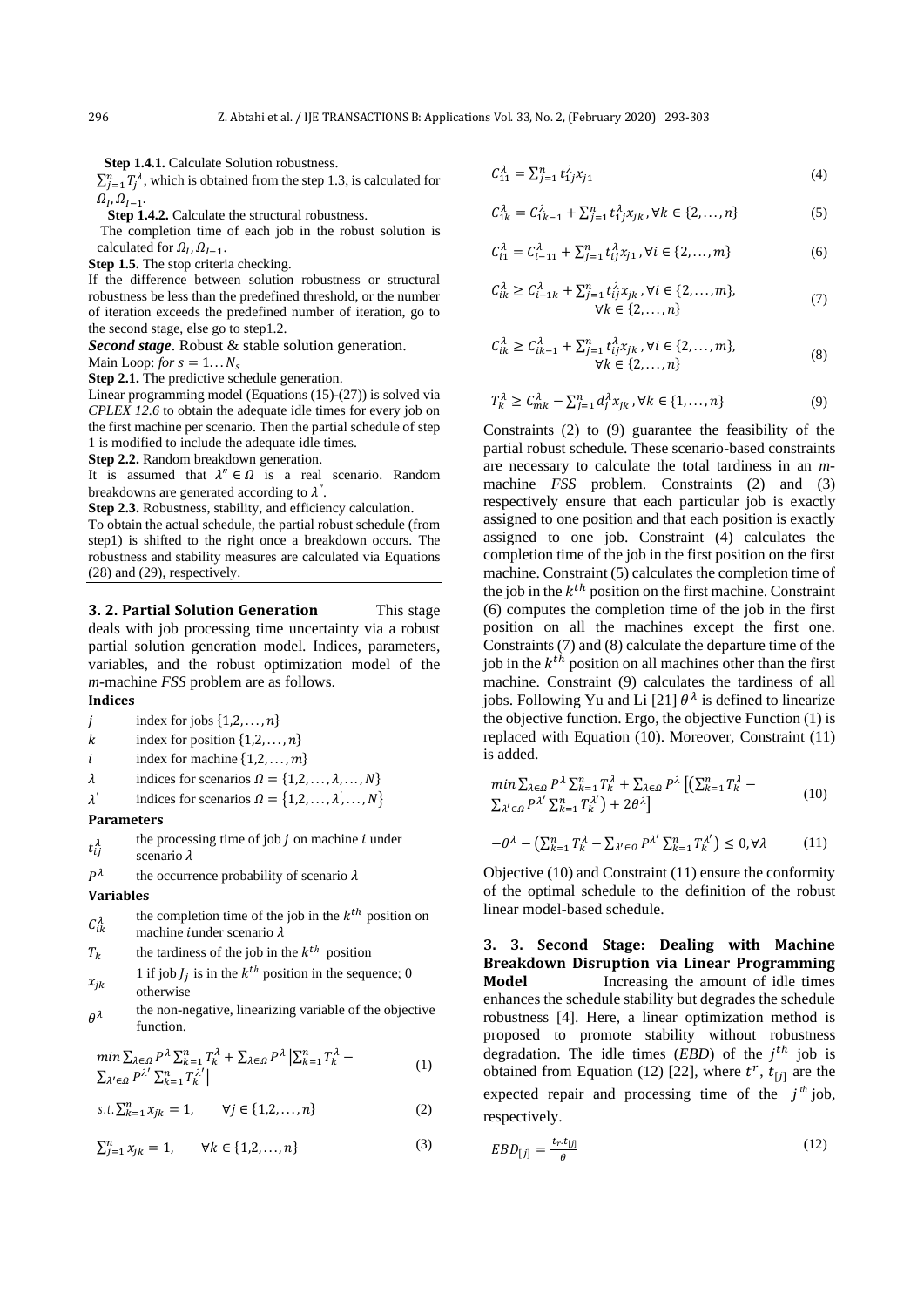**Step 1.4.1.** Calculate Solution robustness.

$\sum_{j=1}^{n} T_j^{\lambda}$, which is obtained from the step 1.3, is calculated for $\Omega_l, \Omega_{l-1}$.

**Step 1.4.2.** Calculate the structural robustness.

The completion time of each job in the robust solution is calculated for $\Omega_l, \Omega_{l-1}$.

**Step 1.5.** The stop criteria checking.

If the difference between solution robustness or structural robustness be less than the predefined threshold, or the number of iteration exceeds the predefined number of iteration, go to the second stage, else go to step1.2.

***Second stage***. Robust & stable solution generation.

Main Loop: *for* $s = 1 \ldots N_s$

**Step 2.1.** The predictive schedule generation.

Linear programming model (Equations (15)-(27)) is solved via *CPLEX 12.6* to obtain the adequate idle times for every job on the first machine per scenario. Then the partial schedule of step 1 is modified to include the adequate idle times.

**Step 2.2.** Random breakdown generation.

It is assumed that $\lambda'' \in \Omega$ is a real scenario. Random breakdowns are generated according to $\lambda''$.

**Step 2.3.** Robustness, stability, and efficiency calculation.

To obtain the actual schedule, the partial robust schedule (from step1) is shifted to the right once a breakdown occurs. The robustness and stability measures are calculated via Equations (28) and (29), respectively.

## 3. 2. Partial Solution Generation

This stage deals with job processing time uncertainty via a robust partial solution generation model. Indices, parameters, variables, and the robust optimization model of the *m*-machine *FSS* problem are as follows.

**Indices**

| | |
|---|---|
| $j$ | index for jobs $\{1,2,\ldots,n\}$ |
| $k$ | index for position $\{1,2,\ldots,n\}$ |
| $i$ | index for machine $\{1,2,\ldots,m\}$ |
| $\lambda$ | indices for scenarios $\Omega = \{1,2,\ldots,\lambda,\ldots,N\}$ |
| $\lambda'$ | indices for scenarios $\Omega = \{1,2,\ldots,\lambda',\ldots,N\}$ |

**Parameters**

| | |
|---|---|
| $t_{ij}^{\lambda}$ | the processing time of job $j$ on machine $i$ under scenario $\lambda$ |
| $P^{\lambda}$ | the occurrence probability of scenario $\lambda$ |

**Variables**

| | |
|---|---|
| $C_{ik}^{\lambda}$ | the completion time of the job in the $k^{th}$ position on machine $i$ under scenario $\lambda$ |
| $T_k$ | the tardiness of the job in the $k^{th}$ position |
| $x_{jk}$ | 1 if job $J_j$ is in the $k^{th}$ position in the sequence; 0 otherwise |
| $\theta^{\lambda}$ | the non-negative, linearizing variable of the objective function. |

$$\min \sum_{\lambda\in\Omega} P^{\lambda} \sum_{k=1}^{n} T_k^{\lambda} + \sum_{\lambda\in\Omega} P^{\lambda} \left| \sum_{k=1}^{n} T_k^{\lambda} - \sum_{\lambda'\in\Omega} P^{\lambda'} \sum_{k=1}^{n} T_k^{\lambda'} \right| \tag{1}$$

$$s.t. \sum_{k=1}^{n} x_{jk} = 1, \quad \forall j \in \{1,2,\ldots,n\} \tag{2}$$

$$\sum_{j=1}^{n} x_{jk} = 1, \quad \forall k \in \{1,2,\ldots,n\} \tag{3}$$

$$C_{11}^{\lambda} = \sum_{j=1}^{n} t_{1j}^{\lambda} x_{j1} \tag{4}$$

$$C_{1k}^{\lambda} = C_{1k-1}^{\lambda} + \sum_{j=1}^{n} t_{1j}^{\lambda} x_{jk}, \forall k \in \{2,\ldots,n\} \tag{5}$$

$$C_{i1}^{\lambda} = C_{i-11}^{\lambda} + \sum_{j=1}^{n} t_{ij}^{\lambda} x_{j1}, \forall i \in \{2,\ldots,m\} \tag{6}$$

$$C_{ik}^{\lambda} \geq C_{i-1k}^{\lambda} + \sum_{j=1}^{n} t_{ij}^{\lambda} x_{jk}, \forall i \in \{2,\ldots,m\}, \forall k \in \{2,\ldots,n\} \tag{7}$$

$$C_{ik}^{\lambda} \geq C_{ik-1}^{\lambda} + \sum_{j=1}^{n} t_{ij}^{\lambda} x_{jk}, \forall i \in \{2,\ldots,m\}, \forall k \in \{2,\ldots,n\} \tag{8}$$

$$T_k^{\lambda} \geq C_{mk}^{\lambda} - \sum_{j=1}^{n} d_j^{\lambda} x_{jk}, \forall k \in \{1,\ldots,n\} \tag{9}$$

Constraints (2) to (9) guarantee the feasibility of the partial robust schedule. These scenario-based constraints are necessary to calculate the total tardiness in an *m*-machine *FSS* problem. Constraints (2) and (3) respectively ensure that each particular job is exactly assigned to one position and that each position is exactly assigned to one job. Constraint (4) calculates the completion time of the job in the first position on the first machine. Constraint (5) calculates the completion time of the job in the $k^{th}$ position on the first machine. Constraint (6) computes the completion time of the job in the first position on all the machines except the first one. Constraints (7) and (8) calculate the departure time of the job in the $k^{th}$ position on all machines other than the first machine. Constraint (9) calculates the tardiness of all jobs. Following Yu and Li [21] $\theta^{\lambda}$ is defined to linearize the objective function. Ergo, the objective Function (1) is replaced with Equation (10). Moreover, Constraint (11) is added.

$$\min \sum_{\lambda\in\Omega} P^{\lambda} \sum_{k=1}^{n} T_k^{\lambda} + \sum_{\lambda\in\Omega} P^{\lambda} \left[ \left( \sum_{k=1}^{n} T_k^{\lambda} - \sum_{\lambda'\in\Omega} P^{\lambda'} \sum_{k=1}^{n} T_k^{\lambda'} \right) + 2\theta^{\lambda} \right] \tag{10}$$

$$-\theta^{\lambda} - \left( \sum_{k=1}^{n} T_k^{\lambda} - \sum_{\lambda'\in\Omega} P^{\lambda'} \sum_{k=1}^{n} T_k^{\lambda'} \right) \leq 0, \forall \lambda \tag{11}$$

Objective (10) and Constraint (11) ensure the conformity of the optimal schedule to the definition of the robust linear model-based schedule.

## 3. 3. Second Stage: Dealing with Machine Breakdown Disruption via Linear Programming Model

Increasing the amount of idle times enhances the schedule stability but degrades the schedule robustness [4]. Here, a linear optimization method is proposed to promote stability without robustness degradation. The idle times (*EBD*) of the $j^{th}$ job is obtained from Equation (12) [22], where $t^r$, $t_{[j]}$ are the expected repair and processing time of the $j^{th}$ job, respectively.

$$EBD_{[j]} = \frac{t_r . t_{[j]}}{\theta} \tag{12}$$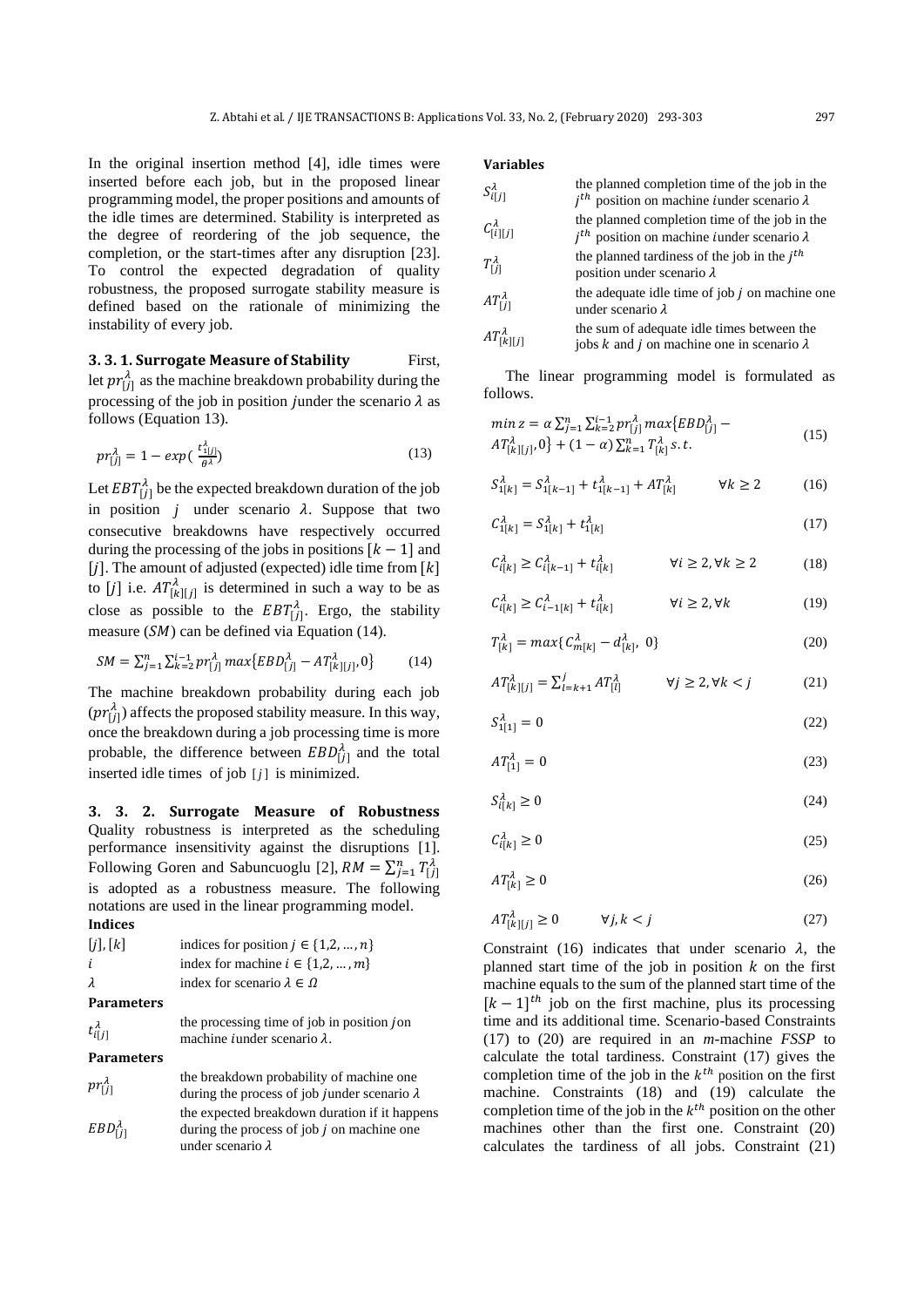In the original insertion method [4], idle times were inserted before each job, but in the proposed linear programming model, the proper positions and amounts of the idle times are determined. Stability is interpreted as the degree of reordering of the job sequence, the completion, or the start-times after any disruption [23]. To control the expected degradation of quality robustness, the proposed surrogate stability measure is defined based on the rationale of minimizing the instability of every job.

**3. 3. 1. Surrogate Measure of Stability** First, let $pr_{[j]}^{\lambda}$ as the machine breakdown probability during the processing of the job in position $j$ under the scenario $\lambda$ as follows (Equation 13).

$$pr_{[j]}^{\lambda} = 1 - exp(\frac{t_{1[j]}^{\lambda}}{\theta^{\lambda}}) \tag{13}$$

Let $EBT_{[j]}^{\lambda}$ be the expected breakdown duration of the job in position $j$ under scenario $\lambda$. Suppose that two consecutive breakdowns have respectively occurred during the processing of the jobs in positions $[k-1]$ and $[j]$. The amount of adjusted (expected) idle time from $[k]$ to $[j]$ i.e. $AT_{[k][j]}^{\lambda}$ is determined in such a way to be as close as possible to the $EBT_{[j]}^{\lambda}$. Ergo, the stability measure ($SM$) can be defined via Equation (14).

$$SM = \sum_{j=1}^{n} \sum_{k=2}^{i-1} pr_{[j]}^{\lambda} \, max\{EBD_{[j]}^{\lambda} - AT_{[k][j]}^{\lambda}, 0\} \tag{14}$$

The machine breakdown probability during each job ($pr_{[j]}^{\lambda}$) affects the proposed stability measure. In this way, once the breakdown during a job processing time is more probable, the difference between $EBD_{[j]}^{\lambda}$ and the total inserted idle times of job $[j]$ is minimized.

**3. 3. 2. Surrogate Measure of Robustness** Quality robustness is interpreted as the scheduling performance insensitivity against the disruptions [1]. Following Goren and Sabuncuoglu [2], $RM = \sum_{j=1}^{n} T_{[j]}^{\lambda}$ is adopted as a robustness measure. The following notations are used in the linear programming model.

**Indices**

| | |
|---|---|
| $[j], [k]$ | indices for position $j \in \{1,2,\dots,n\}$ |
| $i$ | index for machine $i \in \{1,2,\dots,m\}$ |
| $\lambda$ | index for scenario $\lambda \in \Omega$ |

**Parameters**

| | |
|---|---|
| $t_{i[j]}^{\lambda}$ | the processing time of job in position $j$ on machine $i$ under scenario $\lambda$. |

**Parameters**

| | |
|---|---|
| $pr_{[j]}^{\lambda}$ | the breakdown probability of machine one during the process of job $j$ under scenario $\lambda$ |
| $EBD_{[j]}^{\lambda}$ | the expected breakdown duration if it happens during the process of job $j$ on machine one under scenario $\lambda$ |

**Variables**

| | |
|---|---|
| $S_{i[j]}^{\lambda}$ | the planned completion time of the job in the $j^{th}$ position on machine $i$ under scenario $\lambda$ |
| $C_{[i][j]}^{\lambda}$ | the planned completion time of the job in the $j^{th}$ position on machine $i$ under scenario $\lambda$ |
| $T_{[j]}^{\lambda}$ | the planned tardiness of the job in the $j^{th}$ position under scenario $\lambda$ |
| $AT_{[j]}^{\lambda}$ | the adequate idle time of job $j$ on machine one under scenario $\lambda$ |
| $AT_{[k][j]}^{\lambda}$ | the sum of adequate idle times between the jobs $k$ and $j$ on machine one in scenario $\lambda$ |

The linear programming model is formulated as follows.

$$min \, z = \alpha \sum_{j=1}^{n} \sum_{k=2}^{i-1} pr_{[j]}^{\lambda} \, max\{EBD_{[j]}^{\lambda} - AT_{[k][j]}^{\lambda}, 0\} + (1-\alpha) \sum_{k=1}^{n} T_{[k]}^{\lambda} \; s.t. \tag{15}$$

$$S_{1[k]}^{\lambda} = S_{1[k-1]}^{\lambda} + t_{1[k-1]}^{\lambda} + AT_{[k]}^{\lambda} \qquad \forall k \geq 2 \tag{16}$$

$$C_{1[k]}^{\lambda} = S_{1[k]}^{\lambda} + t_{1[k]}^{\lambda} \tag{17}$$

$$C_{i[k]}^{\lambda} \geq C_{i[k-1]}^{\lambda} + t_{i[k]}^{\lambda} \qquad \forall i \geq 2, \forall k \geq 2 \tag{18}$$

$$C_{i[k]}^{\lambda} \geq C_{i-1[k]}^{\lambda} + t_{i[k]}^{\lambda} \qquad \forall i \geq 2, \forall k \tag{19}$$

$$T_{[k]}^{\lambda} = max\{C_{m[k]}^{\lambda} - d_{[k]}^{\lambda}, \; 0\} \tag{20}$$

$$AT_{[k][j]}^{\lambda} = \sum_{l=k+1}^{j} AT_{[l]}^{\lambda} \qquad \forall j \geq 2, \forall k < j \tag{21}$$

$$S_{1[1]}^{\lambda} = 0 \tag{22}$$

$$AT_{[1]}^{\lambda} = 0 \tag{23}$$

$$S_{i[k]}^{\lambda} \geq 0 \tag{24}$$

$$C_{i[k]}^{\lambda} \geq 0 \tag{25}$$

$$AT_{[k]}^{\lambda} \geq 0 \tag{26}$$

$$AT_{[k][j]}^{\lambda} \geq 0 \qquad \forall j, k < j \tag{27}$$

Constraint (16) indicates that under scenario $\lambda$, the planned start time of the job in position $k$ on the first machine equals to the sum of the planned start time of the $[k-1]^{th}$ job on the first machine, plus its processing time and its additional time. Scenario-based Constraints (17) to (20) are required in an $m$-machine $FSSP$ to calculate the total tardiness. Constraint (17) gives the completion time of the job in the $k^{th}$ position on the first machine. Constraints (18) and (19) calculate the completion time of the job in the $k^{th}$ position on the other machines other than the first one. Constraint (20) calculates the tardiness of all jobs. Constraint (21)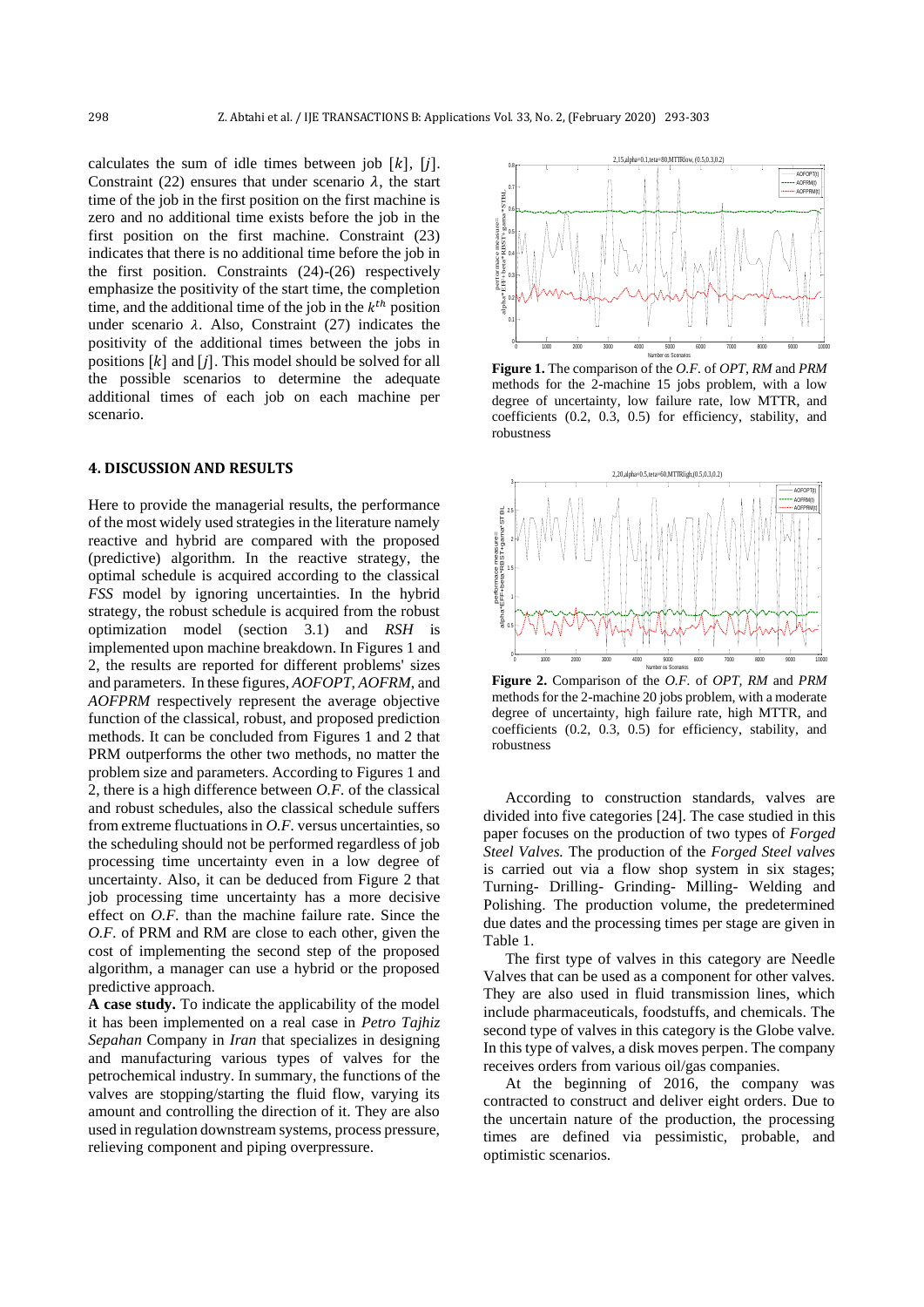calculates the sum of idle times between job $[k]$, $[j]$. Constraint (22) ensures that under scenario $\lambda$, the start time of the job in the first position on the first machine is zero and no additional time exists before the job in the first position on the first machine. Constraint (23) indicates that there is no additional time before the job in the first position. Constraints (24)-(26) respectively emphasize the positivity of the start time, the completion time, and the additional time of the job in the $k^{th}$ position under scenario $\lambda$. Also, Constraint (27) indicates the positivity of the additional times between the jobs in positions $[k]$ and $[j]$. This model should be solved for all the possible scenarios to determine the adequate additional times of each job on each machine per scenario.

## 4. DISCUSSION AND RESULTS

Here to provide the managerial results, the performance of the most widely used strategies in the literature namely reactive and hybrid are compared with the proposed (predictive) algorithm. In the reactive strategy, the optimal schedule is acquired according to the classical *FSS* model by ignoring uncertainties. In the hybrid strategy, the robust schedule is acquired from the robust optimization model (section 3.1) and *RSH* is implemented upon machine breakdown. In Figures 1 and 2, the results are reported for different problems' sizes and parameters. In these figures, *AOFOPT*, *AOFRM*, and *AOFPRM* respectively represent the average objective function of the classical, robust, and proposed prediction methods. It can be concluded from Figures 1 and 2 that PRM outperforms the other two methods, no matter the problem size and parameters. According to Figures 1 and 2, there is a high difference between *O.F.* of the classical and robust schedules, also the classical schedule suffers from extreme fluctuations in *O.F.* versus uncertainties, so the scheduling should not be performed regardless of job processing time uncertainty even in a low degree of uncertainty. Also, it can be deduced from Figure 2 that job processing time uncertainty has a more decisive effect on *O.F.* than the machine failure rate. Since the *O.F.* of PRM and RM are close to each other, given the cost of implementing the second step of the proposed algorithm, a manager can use a hybrid or the proposed predictive approach.

**A case study.** To indicate the applicability of the model it has been implemented on a real case in *Petro Tajhiz Sepahan* Company in *Iran* that specializes in designing and manufacturing various types of valves for the petrochemical industry. In summary, the functions of the valves are stopping/starting the fluid flow, varying its amount and controlling the direction of it. They are also used in regulation downstream systems, process pressure, relieving component and piping overpressure.

**Figure 1.** The comparison of the *O.F.* of *OPT*, *RM* and *PRM* methods for the 2-machine 15 jobs problem, with a low degree of uncertainty, low failure rate, low MTTR, and coefficients (0.2, 0.3, 0.5) for efficiency, stability, and robustness

**Figure 2.** Comparison of the *O.F.* of *OPT*, *RM* and *PRM* methods for the 2-machine 20 jobs problem, with a moderate degree of uncertainty, high failure rate, high MTTR, and coefficients (0.2, 0.3, 0.5) for efficiency, stability, and robustness

According to construction standards, valves are divided into five categories [24]. The case studied in this paper focuses on the production of two types of *Forged Steel Valves.* The production of the *Forged Steel valves* is carried out via a flow shop system in six stages; Turning- Drilling- Grinding- Milling- Welding and Polishing. The production volume, the predetermined due dates and the processing times per stage are given in Table 1.

The first type of valves in this category are Needle Valves that can be used as a component for other valves. They are also used in fluid transmission lines, which include pharmaceuticals, foodstuffs, and chemicals. The second type of valves in this category is the Globe valve. In this type of valves, a disk moves perpen. The company receives orders from various oil/gas companies.

At the beginning of 2016, the company was contracted to construct and deliver eight orders. Due to the uncertain nature of the production, the processing times are defined via pessimistic, probable, and optimistic scenarios.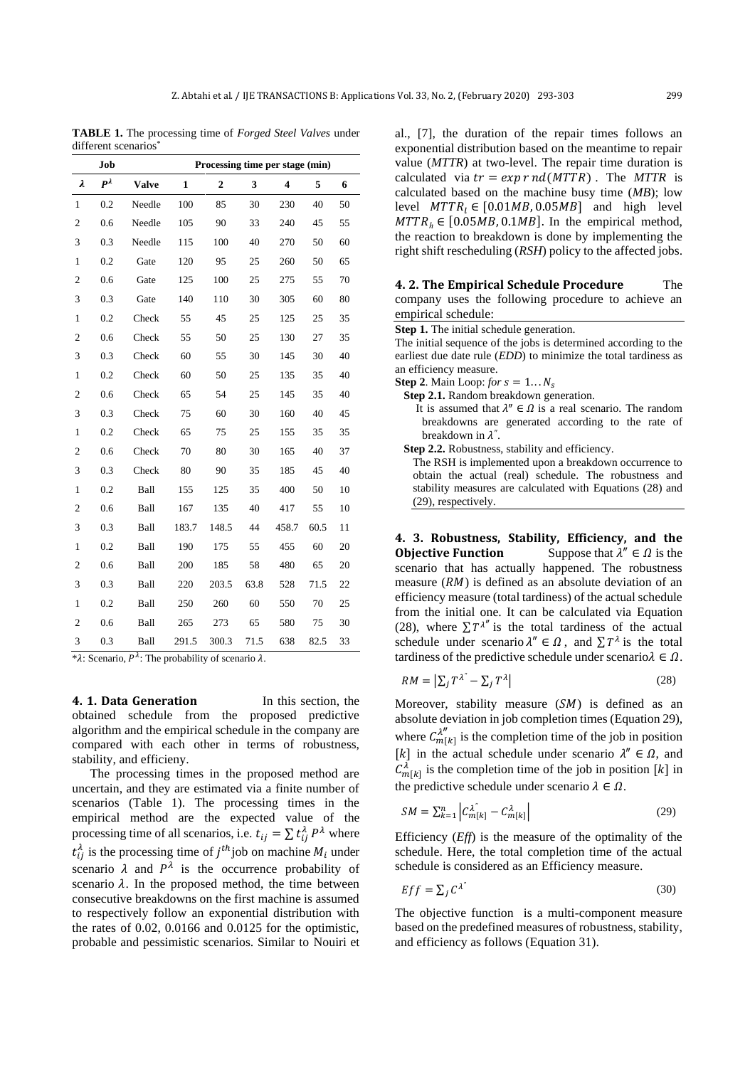**TABLE 1.** The processing time of *Forged Steel Valves* under different scenarios*

| Job | | | Processing time per stage (min) | | | | | |
|---|---|---|---|---|---|---|---|---|
| $\lambda$ | $P^{\lambda}$ | Valve | 1 | 2 | 3 | 4 | 5 | 6 |
| 1 | 0.2 | Needle | 100 | 85 | 30 | 230 | 40 | 50 |
| 2 | 0.6 | Needle | 105 | 90 | 33 | 240 | 45 | 55 |
| 3 | 0.3 | Needle | 115 | 100 | 40 | 270 | 50 | 60 |
| 1 | 0.2 | Gate | 120 | 95 | 25 | 260 | 50 | 65 |
| 2 | 0.6 | Gate | 125 | 100 | 25 | 275 | 55 | 70 |
| 3 | 0.3 | Gate | 140 | 110 | 30 | 305 | 60 | 80 |
| 1 | 0.2 | Check | 55 | 45 | 25 | 125 | 25 | 35 |
| 2 | 0.6 | Check | 55 | 50 | 25 | 130 | 27 | 35 |
| 3 | 0.3 | Check | 60 | 55 | 30 | 145 | 30 | 40 |
| 1 | 0.2 | Check | 60 | 50 | 25 | 135 | 35 | 40 |
| 2 | 0.6 | Check | 65 | 54 | 25 | 145 | 35 | 40 |
| 3 | 0.3 | Check | 75 | 60 | 30 | 160 | 40 | 45 |
| 1 | 0.2 | Check | 65 | 75 | 25 | 155 | 35 | 35 |
| 2 | 0.6 | Check | 70 | 80 | 30 | 165 | 40 | 37 |
| 3 | 0.3 | Check | 80 | 90 | 35 | 185 | 45 | 40 |
| 1 | 0.2 | Ball | 155 | 125 | 35 | 400 | 50 | 10 |
| 2 | 0.6 | Ball | 167 | 135 | 40 | 417 | 55 | 10 |
| 3 | 0.3 | Ball | 183.7 | 148.5 | 44 | 458.7 | 60.5 | 11 |
| 1 | 0.2 | Ball | 190 | 175 | 55 | 455 | 60 | 20 |
| 2 | 0.6 | Ball | 200 | 185 | 58 | 480 | 65 | 20 |
| 3 | 0.3 | Ball | 220 | 203.5 | 63.8 | 528 | 71.5 | 22 |
| 1 | 0.2 | Ball | 250 | 260 | 60 | 550 | 70 | 25 |
| 2 | 0.6 | Ball | 265 | 273 | 65 | 580 | 75 | 30 |
| 3 | 0.3 | Ball | 291.5 | 300.3 | 71.5 | 638 | 82.5 | 33 |

*$\lambda$: Scenario, $P^{\lambda}$: The probability of scenario $\lambda$.

**4. 1. Data Generation** In this section, the obtained schedule from the proposed predictive algorithm and the empirical schedule in the company are compared with each other in terms of robustness, stability, and efficieny.

The processing times in the proposed method are uncertain, and they are estimated via a finite number of scenarios (Table 1). The processing times in the empirical method are the expected value of the processing time of all scenarios, i.e. $t_{ij} = \sum t_{ij}^{\lambda} P^{\lambda}$ where $t_{ij}^{\lambda}$ is the processing time of $j^{th}$ job on machine $M_i$ under scenario $\lambda$ and $P^{\lambda}$ is the occurrence probability of scenario $\lambda$. In the proposed method, the time between consecutive breakdowns on the first machine is assumed to respectively follow an exponential distribution with the rates of 0.02, 0.0166 and 0.0125 for the optimistic, probable and pessimistic scenarios. Similar to Nouiri et al., [7], the duration of the repair times follows an exponential distribution based on the meantime to repair value (*MTTR*) at two-level. The repair time duration is calculated via $tr = exp\,r\,nd(MTTR)$ . The *MTTR* is calculated based on the machine busy time (*MB*); low level $MTTR_l \in [0.01MB, 0.05MB]$ and high level $MTTR_h \in [0.05MB, 0.1MB]$. In the empirical method, the reaction to breakdown is done by implementing the right shift rescheduling (*RSH*) policy to the affected jobs.

**4. 2. The Empirical Schedule Procedure** The company uses the following procedure to achieve an empirical schedule:

**Step 1.** The initial schedule generation.
The initial sequence of the jobs is determined according to the earliest due date rule (*EDD*) to minimize the total tardiness as an efficiency measure.
**Step 2**. Main Loop: *for* $s = 1 \ldots N_s$
**Step 2.1.** Random breakdown generation.
It is assumed that $\lambda'' \in \Omega$ is a real scenario. The random breakdowns are generated according to the rate of breakdown in $\lambda''$.
**Step 2.2.** Robustness, stability and efficiency.
The RSH is implemented upon a breakdown occurrence to obtain the actual (real) schedule. The robustness and stability measures are calculated with Equations (28) and (29), respectively.

**4. 3. Robustness, Stability, Efficiency, and the Objective Function** Suppose that $\lambda'' \in \Omega$ is the scenario that has actually happened. The robustness measure ($RM$) is defined as an absolute deviation of an efficiency measure (total tardiness) of the actual schedule from the initial one. It can be calculated via Equation (28), where $\sum T^{\lambda''}$ is the total tardiness of the actual schedule under scenario $\lambda'' \in \Omega$ , and $\sum T^{\lambda}$ is the total tardiness of the predictive schedule under scenario $\lambda \in \Omega$.

$$RM = \left|\sum_j T^{\lambda''} - \sum_j T^{\lambda}\right| \tag{28}$$

Moreover, stability measure ($SM$) is defined as an absolute deviation in job completion times (Equation 29), where $C_{m[k]}^{\lambda''}$ is the completion time of the job in position $[k]$ in the actual schedule under scenario $\lambda'' \in \Omega$, and $C_{m[k]}^{\lambda}$ is the completion time of the job in position $[k]$ in the predictive schedule under scenario $\lambda \in \Omega$.

$$SM = \sum_{k=1}^{n} \left|C_{m[k]}^{\lambda''} - C_{m[k]}^{\lambda}\right| \tag{29}$$

Efficiency (*Eff*) is the measure of the optimality of the schedule. Here, the total completion time of the actual schedule is considered as an Efficiency measure.

$$Eff = \sum_j C^{\lambda''} \tag{30}$$

The objective function is a multi-component measure based on the predefined measures of robustness, stability, and efficiency as follows (Equation 31).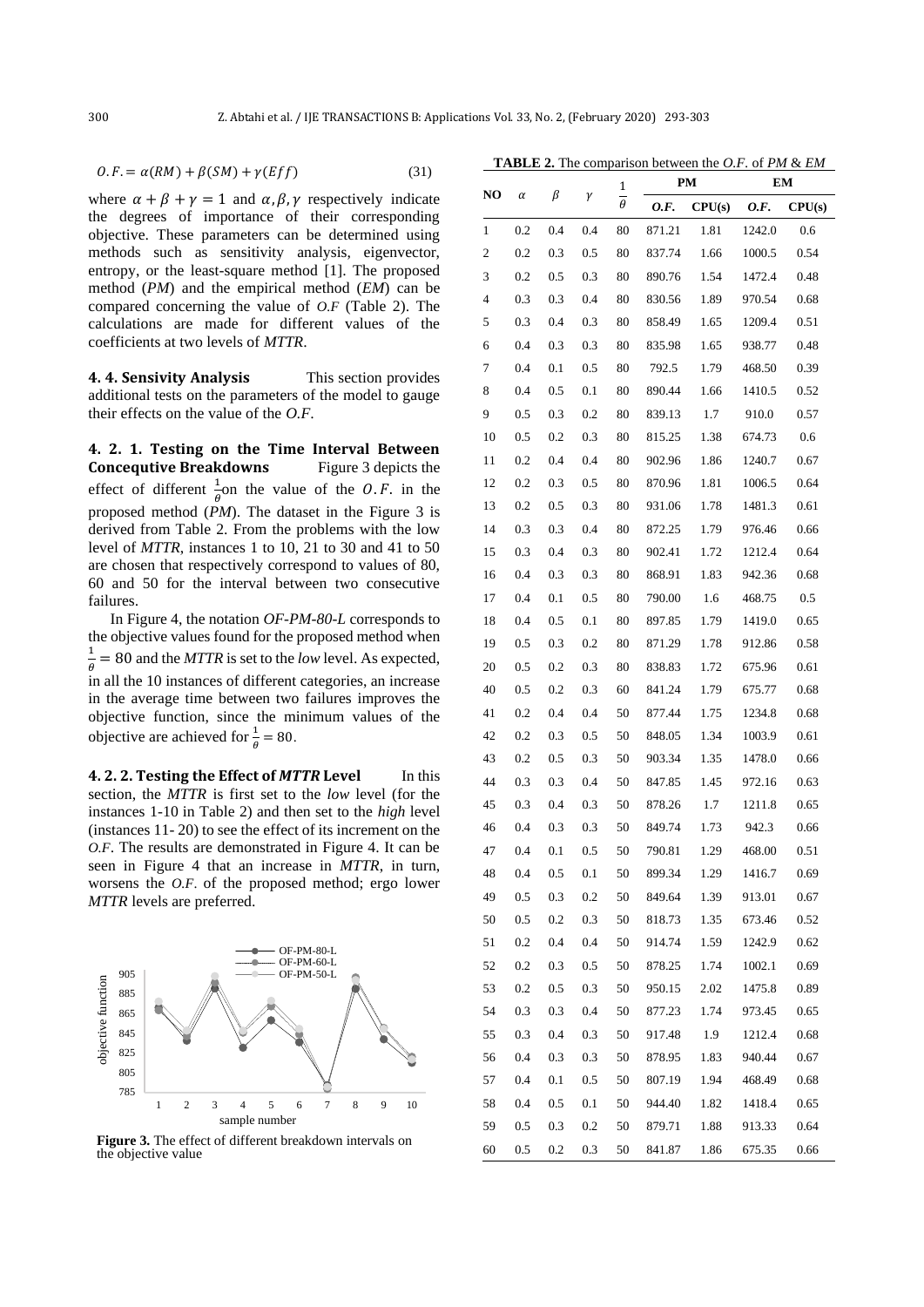$$O.F. = \alpha(RM) + \beta(SM) + \gamma(Eff) \tag{31}$$

where $\alpha + \beta + \gamma = 1$ and $\alpha, \beta, \gamma$ respectively indicate the degrees of importance of their corresponding objective. These parameters can be determined using methods such as sensitivity analysis, eigenvector, entropy, or the least-square method [1]. The proposed method (*PM*) and the empirical method (*EM*) can be compared concerning the value of *O.F* (Table 2). The calculations are made for different values of the coefficients at two levels of *MTTR*.

**4. 4. Sensivity Analysis** This section provides additional tests on the parameters of the model to gauge their effects on the value of the *O.F*.

**4. 2. 1. Testing on the Time Interval Between Concequtive Breakdowns** Figure 3 depicts the effect of different $\frac{1}{\theta}$ on the value of the $O.F.$ in the proposed method (*PM*). The dataset in the Figure 3 is derived from Table 2. From the problems with the low level of *MTTR*, instances 1 to 10, 21 to 30 and 41 to 50 are chosen that respectively correspond to values of 80, 60 and 50 for the interval between two consecutive failures.

In Figure 4, the notation *OF-PM-80-L* corresponds to the objective values found for the proposed method when $\frac{1}{\theta} = 80$ and the *MTTR* is set to the *low* level. As expected, in all the 10 instances of different categories, an increase in the average time between two failures improves the objective function, since the minimum values of the objective are achieved for $\frac{1}{\theta} = 80$.

**4. 2. 2. Testing the Effect of *MTTR* Level** In this section, the *MTTR* is first set to the *low* level (for the instances 1-10 in Table 2) and then set to the *high* level (instances 11- 20) to see the effect of its increment on the *O.F*. The results are demonstrated in Figure 4. It can be seen in Figure 4 that an increase in *MTTR*, in turn, worsens the *O.F*. of the proposed method; ergo lower *MTTR* levels are preferred.

**Figure 3.** The effect of different breakdown intervals on the objective value

**TABLE 2.** The comparison between the *O.F.* of *PM* & *EM*

| NO | $\alpha$ | $\beta$ | $\gamma$ | $\frac{1}{\theta}$ | PM | | EM | |
|---|---|---|---|---|---|---|---|---|
| | | | | | *O.F.* | CPU(s) | *O.F.* | CPU(s) |
| 1 | 0.2 | 0.4 | 0.4 | 80 | 871.21 | 1.81 | 1242.0 | 0.6 |
| 2 | 0.2 | 0.3 | 0.5 | 80 | 837.74 | 1.66 | 1000.5 | 0.54 |
| 3 | 0.2 | 0.5 | 0.3 | 80 | 890.76 | 1.54 | 1472.4 | 0.48 |
| 4 | 0.3 | 0.3 | 0.4 | 80 | 830.56 | 1.89 | 970.54 | 0.68 |
| 5 | 0.3 | 0.4 | 0.3 | 80 | 858.49 | 1.65 | 1209.4 | 0.51 |
| 6 | 0.4 | 0.3 | 0.3 | 80 | 835.98 | 1.65 | 938.77 | 0.48 |
| 7 | 0.4 | 0.1 | 0.5 | 80 | 792.5 | 1.79 | 468.50 | 0.39 |
| 8 | 0.4 | 0.5 | 0.1 | 80 | 890.44 | 1.66 | 1410.5 | 0.52 |
| 9 | 0.5 | 0.3 | 0.2 | 80 | 839.13 | 1.7 | 910.0 | 0.57 |
| 10 | 0.5 | 0.2 | 0.3 | 80 | 815.25 | 1.38 | 674.73 | 0.6 |
| 11 | 0.2 | 0.4 | 0.4 | 80 | 902.96 | 1.86 | 1240.7 | 0.67 |
| 12 | 0.2 | 0.3 | 0.5 | 80 | 870.96 | 1.81 | 1006.5 | 0.64 |
| 13 | 0.2 | 0.5 | 0.3 | 80 | 931.06 | 1.78 | 1481.3 | 0.61 |
| 14 | 0.3 | 0.3 | 0.4 | 80 | 872.25 | 1.79 | 976.46 | 0.66 |
| 15 | 0.3 | 0.4 | 0.3 | 80 | 902.41 | 1.72 | 1212.4 | 0.64 |
| 16 | 0.4 | 0.3 | 0.3 | 80 | 868.91 | 1.83 | 942.36 | 0.68 |
| 17 | 0.4 | 0.1 | 0.5 | 80 | 790.00 | 1.6 | 468.75 | 0.5 |
| 18 | 0.4 | 0.5 | 0.1 | 80 | 897.85 | 1.79 | 1419.0 | 0.65 |
| 19 | 0.5 | 0.3 | 0.2 | 80 | 871.29 | 1.78 | 912.86 | 0.58 |
| 20 | 0.5 | 0.2 | 0.3 | 80 | 838.83 | 1.72 | 675.96 | 0.61 |
| 40 | 0.5 | 0.2 | 0.3 | 60 | 841.24 | 1.79 | 675.77 | 0.68 |
| 41 | 0.2 | 0.4 | 0.4 | 50 | 877.44 | 1.75 | 1234.8 | 0.68 |
| 42 | 0.2 | 0.3 | 0.5 | 50 | 848.05 | 1.34 | 1003.9 | 0.61 |
| 43 | 0.2 | 0.5 | 0.3 | 50 | 903.34 | 1.35 | 1478.0 | 0.66 |
| 44 | 0.3 | 0.3 | 0.4 | 50 | 847.85 | 1.45 | 972.16 | 0.63 |
| 45 | 0.3 | 0.4 | 0.3 | 50 | 878.26 | 1.7 | 1211.8 | 0.65 |
| 46 | 0.4 | 0.3 | 0.3 | 50 | 849.74 | 1.73 | 942.3 | 0.66 |
| 47 | 0.4 | 0.1 | 0.5 | 50 | 790.81 | 1.29 | 468.00 | 0.51 |
| 48 | 0.4 | 0.5 | 0.1 | 50 | 899.34 | 1.29 | 1416.7 | 0.69 |
| 49 | 0.5 | 0.3 | 0.2 | 50 | 849.64 | 1.39 | 913.01 | 0.67 |
| 50 | 0.5 | 0.2 | 0.3 | 50 | 818.73 | 1.35 | 673.46 | 0.52 |
| 51 | 0.2 | 0.4 | 0.4 | 50 | 914.74 | 1.59 | 1242.9 | 0.62 |
| 52 | 0.2 | 0.3 | 0.5 | 50 | 878.25 | 1.74 | 1002.1 | 0.69 |
| 53 | 0.2 | 0.5 | 0.3 | 50 | 950.15 | 2.02 | 1475.8 | 0.89 |
| 54 | 0.3 | 0.3 | 0.4 | 50 | 877.23 | 1.74 | 973.45 | 0.65 |
| 55 | 0.3 | 0.4 | 0.3 | 50 | 917.48 | 1.9 | 1212.4 | 0.68 |
| 56 | 0.4 | 0.3 | 0.3 | 50 | 878.95 | 1.83 | 940.44 | 0.67 |
| 57 | 0.4 | 0.1 | 0.5 | 50 | 807.19 | 1.94 | 468.49 | 0.68 |
| 58 | 0.4 | 0.5 | 0.1 | 50 | 944.40 | 1.82 | 1418.4 | 0.65 |
| 59 | 0.5 | 0.3 | 0.2 | 50 | 879.71 | 1.88 | 913.33 | 0.64 |
| 60 | 0.5 | 0.2 | 0.3 | 50 | 841.87 | 1.86 | 675.35 | 0.66 |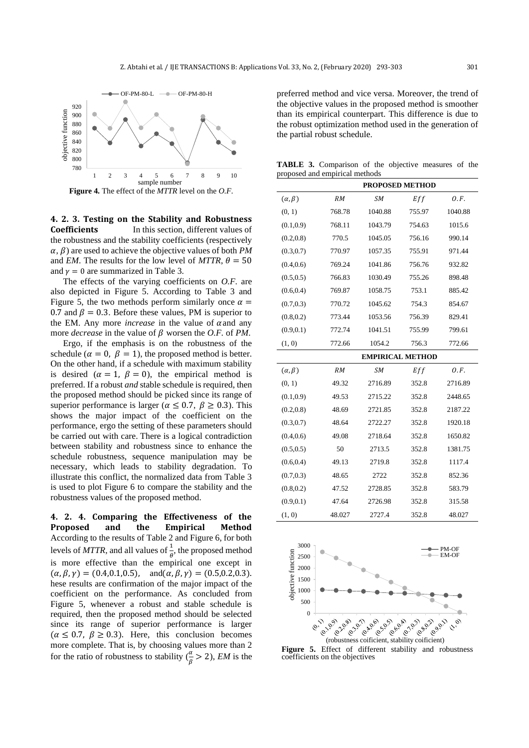**Figure 4.** The effect of the *MTTR* level on the *O.F.*

**4. 2. 3. Testing on the Stability and Robustness Coefficients** In this section, different values of the robustness and the stability coefficients (respectively $\alpha, \beta$) are used to achieve the objective values of both *PM* and *EM*. The results for the low level of *MTTR*, $\theta = 50$ and $\gamma = 0$ are summarized in Table 3.

The effects of the varying coefficients on *O.F.* are also depicted in Figure 5. According to Table 3 and Figure 5, the two methods perform similarly once $\alpha = 0.7$ and $\beta = 0.3$. Before these values, PM is superior to the EM. Any more *increase* in the value of $\alpha$ and any more *decrease* in the value of $\beta$ worsen the *O.F.* of *PM*.

Ergo, if the emphasis is on the robustness of the schedule ($\alpha = 0,\ \beta = 1$), the proposed method is better. On the other hand, if a schedule with maximum stability is desired ($\alpha = 1,\ \beta = 0$), the empirical method is preferred. If a robust *and* stable schedule is required, then the proposed method should be picked since its range of superior performance is larger ($\alpha \leq 0.7,\ \beta \geq 0.3$). This shows the major impact of the coefficient on the performance, ergo the setting of these parameters should be carried out with care. There is a logical contradiction between stability and robustness since to enhance the schedule robustness, sequence manipulation may be necessary, which leads to stability degradation. To illustrate this conflict, the normalized data from Table 3 is used to plot Figure 6 to compare the stability and the robustness values of the proposed method.

**4. 2. 4. Comparing the Effectiveness of the Proposed and the Empirical Method** According to the results of Table 2 and Figure 6, for both levels of *MTTR*, and all values of $\frac{1}{\theta}$, the proposed method is more effective than the empirical one except in $(\alpha, \beta, \gamma) = (0.4, 0.1, 0.5)$, and $(\alpha, \beta, \gamma) = (0.5, 0.2, 0.3)$. hese results are confirmation of the major impact of the coefficient on the performance. As concluded from Figure 5, whenever a robust and stable schedule is required, then the proposed method should be selected since its range of superior performance is larger ($\alpha \leq 0.7,\ \beta \geq 0.3$). Here, this conclusion becomes more complete. That is, by choosing values more than 2 for the ratio of robustness to stability ($\frac{\alpha}{\beta} > 2$), *EM* is the preferred method and vice versa. Moreover, the trend of the objective values in the proposed method is smoother than its empirical counterpart. This difference is due to the robust optimization method used in the generation of the partial robust schedule.

**TABLE 3.** Comparison of the objective measures of the proposed and empirical methods

| PROPOSED METHOD | | | | |
|---|---|---|---|---|
| $(\alpha, \beta)$ | $RM$ | $SM$ | $Eff$ | $O.F.$ |
| (0, 1) | 768.78 | 1040.88 | 755.97 | 1040.88 |
| (0.1,0.9) | 768.11 | 1043.79 | 754.63 | 1015.6 |
| (0.2,0.8) | 770.5 | 1045.05 | 756.16 | 990.14 |
| (0.3,0.7) | 770.97 | 1057.35 | 755.91 | 971.44 |
| (0.4,0.6) | 769.24 | 1041.86 | 756.76 | 932.82 |
| (0.5,0.5) | 766.83 | 1030.49 | 755.26 | 898.48 |
| (0.6,0.4) | 769.87 | 1058.75 | 753.1 | 885.42 |
| (0.7,0.3) | 770.72 | 1045.62 | 754.3 | 854.67 |
| (0.8,0.2) | 773.44 | 1053.56 | 756.39 | 829.41 |
| (0.9,0.1) | 772.74 | 1041.51 | 755.99 | 799.61 |
| (1, 0) | 772.66 | 1054.2 | 756.3 | 772.66 |
| **EMPIRICAL METHOD** | | | | |
| $(\alpha, \beta)$ | $RM$ | $SM$ | $Eff$ | $O.F.$ |
| (0, 1) | 49.32 | 2716.89 | 352.8 | 2716.89 |
| (0.1,0.9) | 49.53 | 2715.22 | 352.8 | 2448.65 |
| (0.2,0.8) | 48.69 | 2721.85 | 352.8 | 2187.22 |
| (0.3,0.7) | 48.64 | 2722.27 | 352.8 | 1920.18 |
| (0.4,0.6) | 49.08 | 2718.64 | 352.8 | 1650.82 |
| (0.5,0.5) | 50 | 2713.5 | 352.8 | 1381.75 |
| (0.6,0.4) | 49.13 | 2719.8 | 352.8 | 1117.4 |
| (0.7,0.3) | 48.65 | 2722 | 352.8 | 852.36 |
| (0.8,0.2) | 47.52 | 2728.85 | 352.8 | 583.79 |
| (0.9,0.1) | 47.64 | 2726.98 | 352.8 | 315.58 |
| (1, 0) | 48.027 | 2727.4 | 352.8 | 48.027 |

**Figure 5.** Effect of different stability and robustness coefficients on the objectives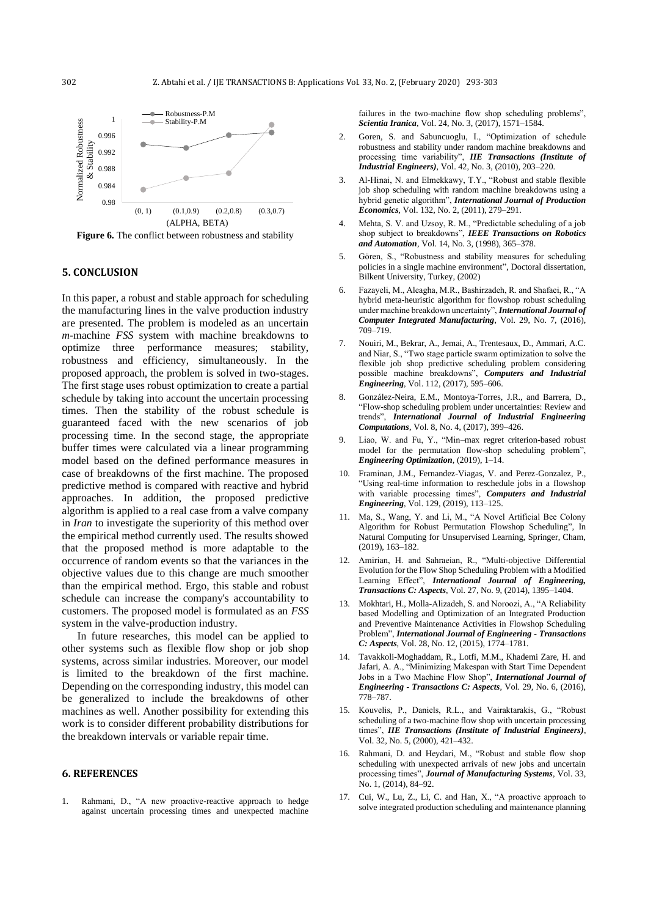Figure 6. The conflict between robustness and stability

## 5. CONCLUSION

In this paper, a robust and stable approach for scheduling the manufacturing lines in the valve production industry are presented. The problem is modeled as an uncertain *m*-machine *FSS* system with machine breakdowns to optimize three performance measures; stability, robustness and efficiency, simultaneously. In the proposed approach, the problem is solved in two-stages. The first stage uses robust optimization to create a partial schedule by taking into account the uncertain processing times. Then the stability of the robust schedule is guaranteed faced with the new scenarios of job processing time. In the second stage, the appropriate buffer times were calculated via a linear programming model based on the defined performance measures in case of breakdowns of the first machine. The proposed predictive method is compared with reactive and hybrid approaches. In addition, the proposed predictive algorithm is applied to a real case from a valve company in *Iran* to investigate the superiority of this method over the empirical method currently used. The results showed that the proposed method is more adaptable to the occurrence of random events so that the variances in the objective values due to this change are much smoother than the empirical method. Ergo, this stable and robust schedule can increase the company's accountability to customers. The proposed model is formulated as an *FSS* system in the valve-production industry.

In future researches, this model can be applied to other systems such as flexible flow shop or job shop systems, across similar industries. Moreover, our model is limited to the breakdown of the first machine. Depending on the corresponding industry, this model can be generalized to include the breakdowns of other machines as well. Another possibility for extending this work is to consider different probability distributions for the breakdown intervals or variable repair time.

## 6. REFERENCES

1. Rahmani, D., "A new proactive-reactive approach to hedge against uncertain processing times and unexpected machine failures in the two-machine flow shop scheduling problems", ***Scientia Iranica***, Vol. 24, No. 3, (2017), 1571–1584.
2. Goren, S. and Sabuncuoglu, I., "Optimization of schedule robustness and stability under random machine breakdowns and processing time variability", ***IIE Transactions (Institute of Industrial Engineers)***, Vol. 42, No. 3, (2010), 203–220.
3. Al-Hinai, N. and Elmekkawy, T.Y., "Robust and stable flexible job shop scheduling with random machine breakdowns using a hybrid genetic algorithm", ***International Journal of Production Economics***, Vol. 132, No. 2, (2011), 279–291.
4. Mehta, S. V. and Uzsoy, R. M., "Predictable scheduling of a job shop subject to breakdowns", ***IEEE Transactions on Robotics and Automation***, Vol. 14, No. 3, (1998), 365–378.
5. Gören, S., "Robustness and stability measures for scheduling policies in a single machine environment", Doctoral dissertation, Bilkent University, Turkey, (2002)
6. Fazayeli, M., Aleagha, M.R., Bashirzadeh, R. and Shafaei, R., "A hybrid meta-heuristic algorithm for flowshop robust scheduling under machine breakdown uncertainty", ***International Journal of Computer Integrated Manufacturing***, Vol. 29, No. 7, (2016), 709–719.
7. Nouiri, M., Bekrar, A., Jemai, A., Trentesaux, D., Ammari, A.C. and Niar, S., "Two stage particle swarm optimization to solve the flexible job shop predictive scheduling problem considering possible machine breakdowns", ***Computers and Industrial Engineering***, Vol. 112, (2017), 595–606.
8. González-Neira, E.M., Montoya-Torres, J.R., and Barrera, D., "Flow-shop scheduling problem under uncertainties: Review and trends", ***International Journal of Industrial Engineering Computations***, Vol. 8, No. 4, (2017), 399–426.
9. Liao, W. and Fu, Y., "Min–max regret criterion-based robust model for the permutation flow-shop scheduling problem", ***Engineering Optimization***, (2019), 1–14.
10. Framinan, J.M., Fernandez-Viagas, V. and Perez-Gonzalez, P., "Using real-time information to reschedule jobs in a flowshop with variable processing times", ***Computers and Industrial Engineering***, Vol. 129, (2019), 113–125.
11. Ma, S., Wang, Y. and Li, M., "A Novel Artificial Bee Colony Algorithm for Robust Permutation Flowshop Scheduling", In Natural Computing for Unsupervised Learning, Springer, Cham, (2019), 163–182.
12. Amirian, H. and Sahraeian, R., "Multi-objective Differential Evolution for the Flow Shop Scheduling Problem with a Modified Learning Effect", ***International Journal of Engineering, Transactions C: Aspects***, Vol. 27, No. 9, (2014), 1395–1404.
13. Mokhtari, H., Molla-Alizadeh, S. and Noroozi, A., "A Reliability based Modelling and Optimization of an Integrated Production and Preventive Maintenance Activities in Flowshop Scheduling Problem", ***International Journal of Engineering - Transactions C: Aspects***, Vol. 28, No. 12, (2015), 1774–1781.
14. Tavakkoli-Moghaddam, R., Lotfi, M.M., Khademi Zare, H. and Jafari, A. A., "Minimizing Makespan with Start Time Dependent Jobs in a Two Machine Flow Shop", ***International Journal of Engineering - Transactions C: Aspects***, Vol. 29, No. 6, (2016), 778–787.
15. Kouvelis, P., Daniels, R.L., and Vairaktarakis, G., "Robust scheduling of a two-machine flow shop with uncertain processing times", ***IIE Transactions (Institute of Industrial Engineers)***, Vol. 32, No. 5, (2000), 421–432.
16. Rahmani, D. and Heydari, M., "Robust and stable flow shop scheduling with unexpected arrivals of new jobs and uncertain processing times", ***Journal of Manufacturing Systems***, Vol. 33, No. 1, (2014), 84–92.
17. Cui, W., Lu, Z., Li, C. and Han, X., "A proactive approach to solve integrated production scheduling and maintenance planning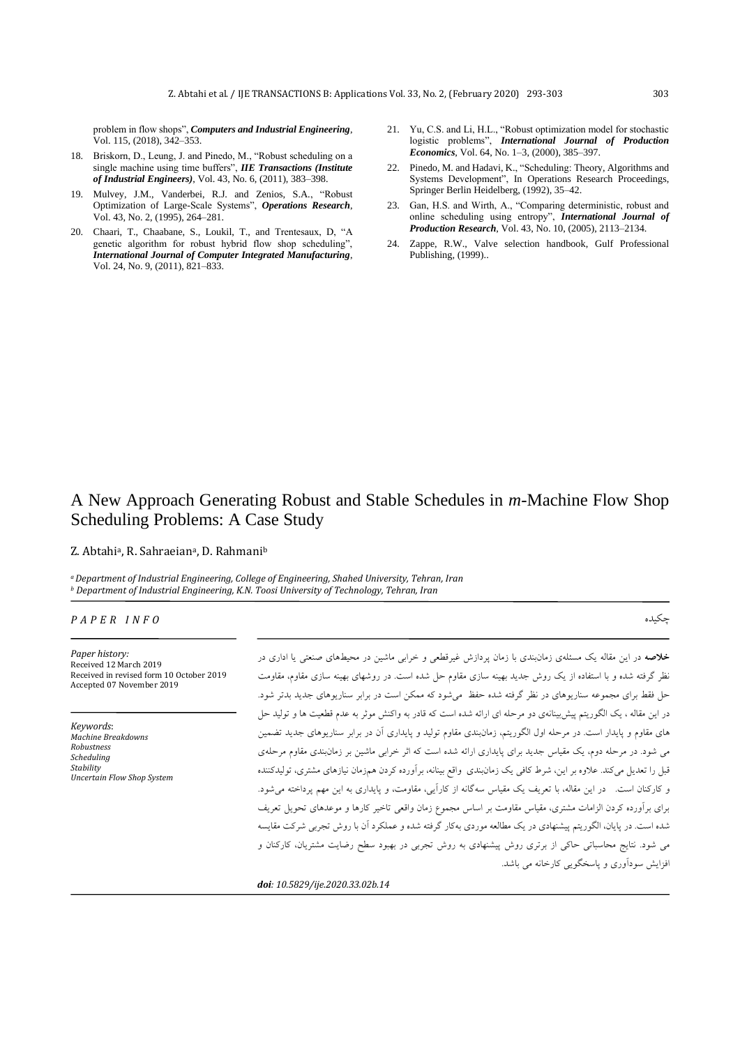problem in flow shops", ***Computers and Industrial Engineering***, Vol. 115, (2018), 342–353.

18. Briskorn, D., Leung, J. and Pinedo, M., "Robust scheduling on a single machine using time buffers", ***IIE Transactions (Institute of Industrial Engineers)***, Vol. 43, No. 6, (2011), 383–398.
19. Mulvey, J.M., Vanderbei, R.J. and Zenios, S.A., "Robust Optimization of Large-Scale Systems", ***Operations Research***, Vol. 43, No. 2, (1995), 264–281.
20. Chaari, T., Chaabane, S., Loukil, T., and Trentesaux, D, "A genetic algorithm for robust hybrid flow shop scheduling", ***International Journal of Computer Integrated Manufacturing***, Vol. 24, No. 9, (2011), 821–833.
21. Yu, C.S. and Li, H.L., "Robust optimization model for stochastic logistic problems", ***International Journal of Production Economics***, Vol. 64, No. 1–3, (2000), 385–397.
22. Pinedo, M. and Hadavi, K., "Scheduling: Theory, Algorithms and Systems Development", In Operations Research Proceedings, Springer Berlin Heidelberg, (1992), 35–42.
23. Gan, H.S. and Wirth, A., "Comparing deterministic, robust and online scheduling using entropy", ***International Journal of Production Research***, Vol. 43, No. 10, (2005), 2113–2134.
24. Zappe, R.W., Valve selection handbook, Gulf Professional Publishing, (1999)..

# A New Approach Generating Robust and Stable Schedules in *m*-Machine Flow Shop Scheduling Problems: A Case Study

Z. Abtahi[a], R. Sahraeian[a], D. Rahmani[b]

*[a] Department of Industrial Engineering, College of Engineering, Shahed University, Tehran, Iran*
*[b] Department of Industrial Engineering, K.N. Toosi University of Technology, Tehran, Iran*

*PAPER INFO*

*Paper history:*
Received 12 March 2019
Received in revised form 10 October 2019
Accepted 07 November 2019

*Keywords*:
*Machine Breakdowns*
*Robustness*
*Scheduling*
*Stability*
*Uncertain Flow Shop System*

چکیده

**خلاصه** در این مقاله یک مسئله‌ی زمان‌بندی با زمان پردازش غیرقطعی و خرابی ماشین در محیط‌های صنعتی یا اداری در نظر گرفته شده و با استفاده از یک روش جدید بهینه سازی مقاوم حل شده است. در روشهای بهینه سازی مقاوم، مقاومت حل فقط برای مجموعه سناریوهای در نظر گرفته شده حفظ می‌شود که ممکن است در برابر سناریوهای جدید بدتر شود. در این مقاله ، یک الگوریتم پیش‌بینانه‌ی دو مرحله ای ارائه شده است که قادر به واکنش موثر به عدم قطعیت ها و تولید حل های مقاوم و پایدار است. در مرحله اول الگوریتم، زمان‌بندی مقاوم تولید و پایداری آن در برابر سناریوهای جدید تضمین می شود. در مرحله دوم، یک مقیاس جدید برای پایداری ارائه شده است که اثر خرابی ماشین بر زمان‌بندی مقاوم مرحله‌ی قبل را تعدیل می‌کند. علاوه بر این، شرط کافی یک زمان‌بندی واقع بینانه، برآورده کردن هم‌زمان نیازهای مشتری، تولیدکننده و کارکنان است. در این مقاله، با تعریف یک مقیاس سه‌گانه از کارآیی، مقاومت، و پایداری به این مهم پرداخته می‌شود. برای برآورده کردن الزامات مشتری، مقیاس مقاومت بر اساس مجموع زمان واقعی تاخیر کارها و موعدهای تحویل تعریف شده است. در پایان، الگوریتم پیشنهادی در یک مطالعه موردی به‌کار گرفته شده و عملکرد آن با روش تجربی شرکت مقایسه می شود. نتایج محاسباتی حاکی از برتری روش پیشنهادی به روش تجربی در بهبود سطح رضایت مشتریان، کارکنان و افزایش سودآوری و پاسخگویی کارخانه می باشد.

***doi**: 10.5829/ije.2020.33.02b.14*